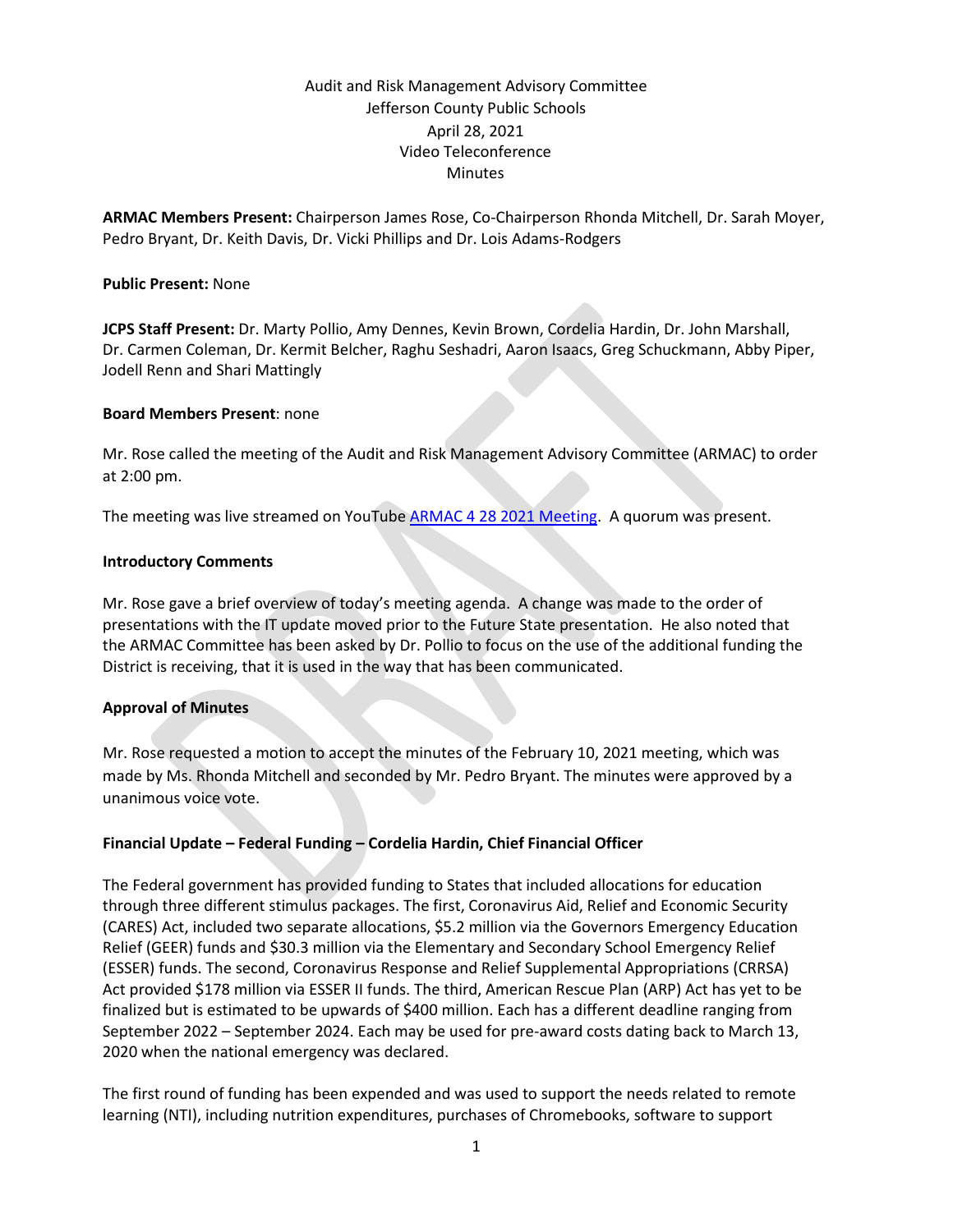Audit and Risk Management Advisory Committee
Jefferson County Public Schools
April 28, 2021
Video Teleconference
Minutes

**ARMAC Members Present:** Chairperson James Rose, Co-Chairperson Rhonda Mitchell, Dr. Sarah Moyer, Pedro Bryant, Dr. Keith Davis, Dr. Vicki Phillips and Dr. Lois Adams-Rodgers

**Public Present:** None

**JCPS Staff Present:** Dr. Marty Pollio, Amy Dennes, Kevin Brown, Cordelia Hardin, Dr. John Marshall, Dr. Carmen Coleman, Dr. Kermit Belcher, Raghu Seshadri, Aaron Isaacs, Greg Schuckmann, Abby Piper, Jodell Renn and Shari Mattingly

**Board Members Present**: none

Mr. Rose called the meeting of the Audit and Risk Management Advisory Committee (ARMAC) to order at 2:00 pm.

The meeting was live streamed on YouTube ARMAC 4 28 2021 Meeting. A quorum was present.

**Introductory Comments**

Mr. Rose gave a brief overview of today's meeting agenda. A change was made to the order of presentations with the IT update moved prior to the Future State presentation. He also noted that the ARMAC Committee has been asked by Dr. Pollio to focus on the use of the additional funding the District is receiving, that it is used in the way that has been communicated.

**Approval of Minutes**

Mr. Rose requested a motion to accept the minutes of the February 10, 2021 meeting, which was made by Ms. Rhonda Mitchell and seconded by Mr. Pedro Bryant. The minutes were approved by a unanimous voice vote.

**Financial Update – Federal Funding – Cordelia Hardin, Chief Financial Officer**

The Federal government has provided funding to States that included allocations for education through three different stimulus packages. The first, Coronavirus Aid, Relief and Economic Security (CARES) Act, included two separate allocations, $5.2 million via the Governors Emergency Education Relief (GEER) funds and $30.3 million via the Elementary and Secondary School Emergency Relief (ESSER) funds. The second, Coronavirus Response and Relief Supplemental Appropriations (CRRSA) Act provided $178 million via ESSER II funds. The third, American Rescue Plan (ARP) Act has yet to be finalized but is estimated to be upwards of $400 million. Each has a different deadline ranging from September 2022 – September 2024. Each may be used for pre-award costs dating back to March 13, 2020 when the national emergency was declared.

The first round of funding has been expended and was used to support the needs related to remote learning (NTI), including nutrition expenditures, purchases of Chromebooks, software to support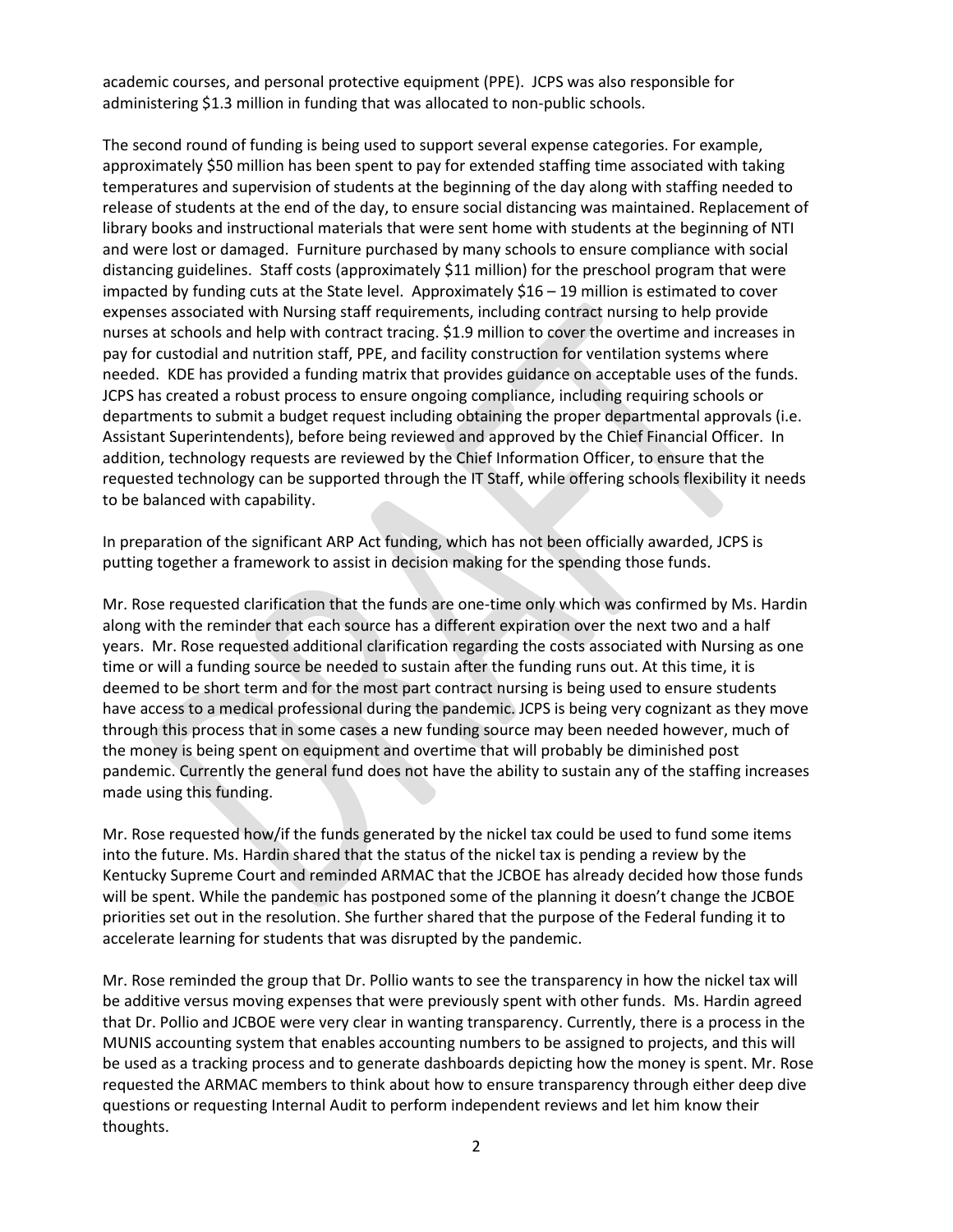academic courses, and personal protective equipment (PPE). JCPS was also responsible for administering $1.3 million in funding that was allocated to non-public schools.

The second round of funding is being used to support several expense categories. For example, approximately $50 million has been spent to pay for extended staffing time associated with taking temperatures and supervision of students at the beginning of the day along with staffing needed to release of students at the end of the day, to ensure social distancing was maintained. Replacement of library books and instructional materials that were sent home with students at the beginning of NTI and were lost or damaged. Furniture purchased by many schools to ensure compliance with social distancing guidelines. Staff costs (approximately $11 million) for the preschool program that were impacted by funding cuts at the State level. Approximately $16 – 19 million is estimated to cover expenses associated with Nursing staff requirements, including contract nursing to help provide nurses at schools and help with contract tracing. $1.9 million to cover the overtime and increases in pay for custodial and nutrition staff, PPE, and facility construction for ventilation systems where needed. KDE has provided a funding matrix that provides guidance on acceptable uses of the funds. JCPS has created a robust process to ensure ongoing compliance, including requiring schools or departments to submit a budget request including obtaining the proper departmental approvals (i.e. Assistant Superintendents), before being reviewed and approved by the Chief Financial Officer. In addition, technology requests are reviewed by the Chief Information Officer, to ensure that the requested technology can be supported through the IT Staff, while offering schools flexibility it needs to be balanced with capability.

In preparation of the significant ARP Act funding, which has not been officially awarded, JCPS is putting together a framework to assist in decision making for the spending those funds.

Mr. Rose requested clarification that the funds are one-time only which was confirmed by Ms. Hardin along with the reminder that each source has a different expiration over the next two and a half years. Mr. Rose requested additional clarification regarding the costs associated with Nursing as one time or will a funding source be needed to sustain after the funding runs out. At this time, it is deemed to be short term and for the most part contract nursing is being used to ensure students have access to a medical professional during the pandemic. JCPS is being very cognizant as they move through this process that in some cases a new funding source may been needed however, much of the money is being spent on equipment and overtime that will probably be diminished post pandemic. Currently the general fund does not have the ability to sustain any of the staffing increases made using this funding.

Mr. Rose requested how/if the funds generated by the nickel tax could be used to fund some items into the future. Ms. Hardin shared that the status of the nickel tax is pending a review by the Kentucky Supreme Court and reminded ARMAC that the JCBOE has already decided how those funds will be spent. While the pandemic has postponed some of the planning it doesn't change the JCBOE priorities set out in the resolution. She further shared that the purpose of the Federal funding it to accelerate learning for students that was disrupted by the pandemic.

Mr. Rose reminded the group that Dr. Pollio wants to see the transparency in how the nickel tax will be additive versus moving expenses that were previously spent with other funds. Ms. Hardin agreed that Dr. Pollio and JCBOE were very clear in wanting transparency. Currently, there is a process in the MUNIS accounting system that enables accounting numbers to be assigned to projects, and this will be used as a tracking process and to generate dashboards depicting how the money is spent. Mr. Rose requested the ARMAC members to think about how to ensure transparency through either deep dive questions or requesting Internal Audit to perform independent reviews and let him know their thoughts.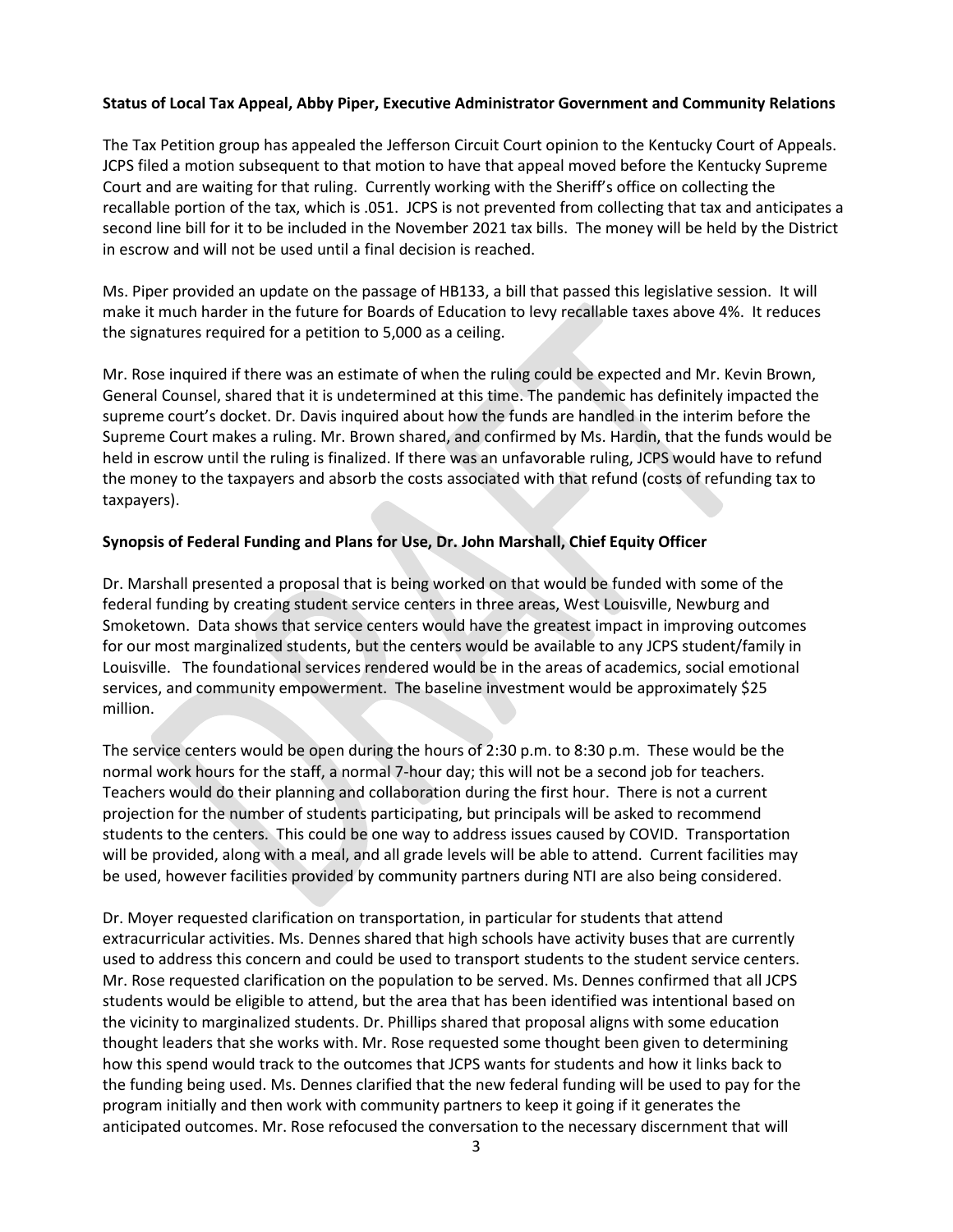**Status of Local Tax Appeal, Abby Piper, Executive Administrator Government and Community Relations**

The Tax Petition group has appealed the Jefferson Circuit Court opinion to the Kentucky Court of Appeals. JCPS filed a motion subsequent to that motion to have that appeal moved before the Kentucky Supreme Court and are waiting for that ruling. Currently working with the Sheriff's office on collecting the recallable portion of the tax, which is .051. JCPS is not prevented from collecting that tax and anticipates a second line bill for it to be included in the November 2021 tax bills. The money will be held by the District in escrow and will not be used until a final decision is reached.

Ms. Piper provided an update on the passage of HB133, a bill that passed this legislative session. It will make it much harder in the future for Boards of Education to levy recallable taxes above 4%. It reduces the signatures required for a petition to 5,000 as a ceiling.

Mr. Rose inquired if there was an estimate of when the ruling could be expected and Mr. Kevin Brown, General Counsel, shared that it is undetermined at this time. The pandemic has definitely impacted the supreme court's docket. Dr. Davis inquired about how the funds are handled in the interim before the Supreme Court makes a ruling. Mr. Brown shared, and confirmed by Ms. Hardin, that the funds would be held in escrow until the ruling is finalized. If there was an unfavorable ruling, JCPS would have to refund the money to the taxpayers and absorb the costs associated with that refund (costs of refunding tax to taxpayers).

**Synopsis of Federal Funding and Plans for Use, Dr. John Marshall, Chief Equity Officer**

Dr. Marshall presented a proposal that is being worked on that would be funded with some of the federal funding by creating student service centers in three areas, West Louisville, Newburg and Smoketown. Data shows that service centers would have the greatest impact in improving outcomes for our most marginalized students, but the centers would be available to any JCPS student/family in Louisville. The foundational services rendered would be in the areas of academics, social emotional services, and community empowerment. The baseline investment would be approximately $25 million.

The service centers would be open during the hours of 2:30 p.m. to 8:30 p.m. These would be the normal work hours for the staff, a normal 7-hour day; this will not be a second job for teachers. Teachers would do their planning and collaboration during the first hour. There is not a current projection for the number of students participating, but principals will be asked to recommend students to the centers. This could be one way to address issues caused by COVID. Transportation will be provided, along with a meal, and all grade levels will be able to attend. Current facilities may be used, however facilities provided by community partners during NTI are also being considered.

Dr. Moyer requested clarification on transportation, in particular for students that attend extracurricular activities. Ms. Dennes shared that high schools have activity buses that are currently used to address this concern and could be used to transport students to the student service centers. Mr. Rose requested clarification on the population to be served. Ms. Dennes confirmed that all JCPS students would be eligible to attend, but the area that has been identified was intentional based on the vicinity to marginalized students. Dr. Phillips shared that proposal aligns with some education thought leaders that she works with. Mr. Rose requested some thought been given to determining how this spend would track to the outcomes that JCPS wants for students and how it links back to the funding being used. Ms. Dennes clarified that the new federal funding will be used to pay for the program initially and then work with community partners to keep it going if it generates the anticipated outcomes. Mr. Rose refocused the conversation to the necessary discernment that will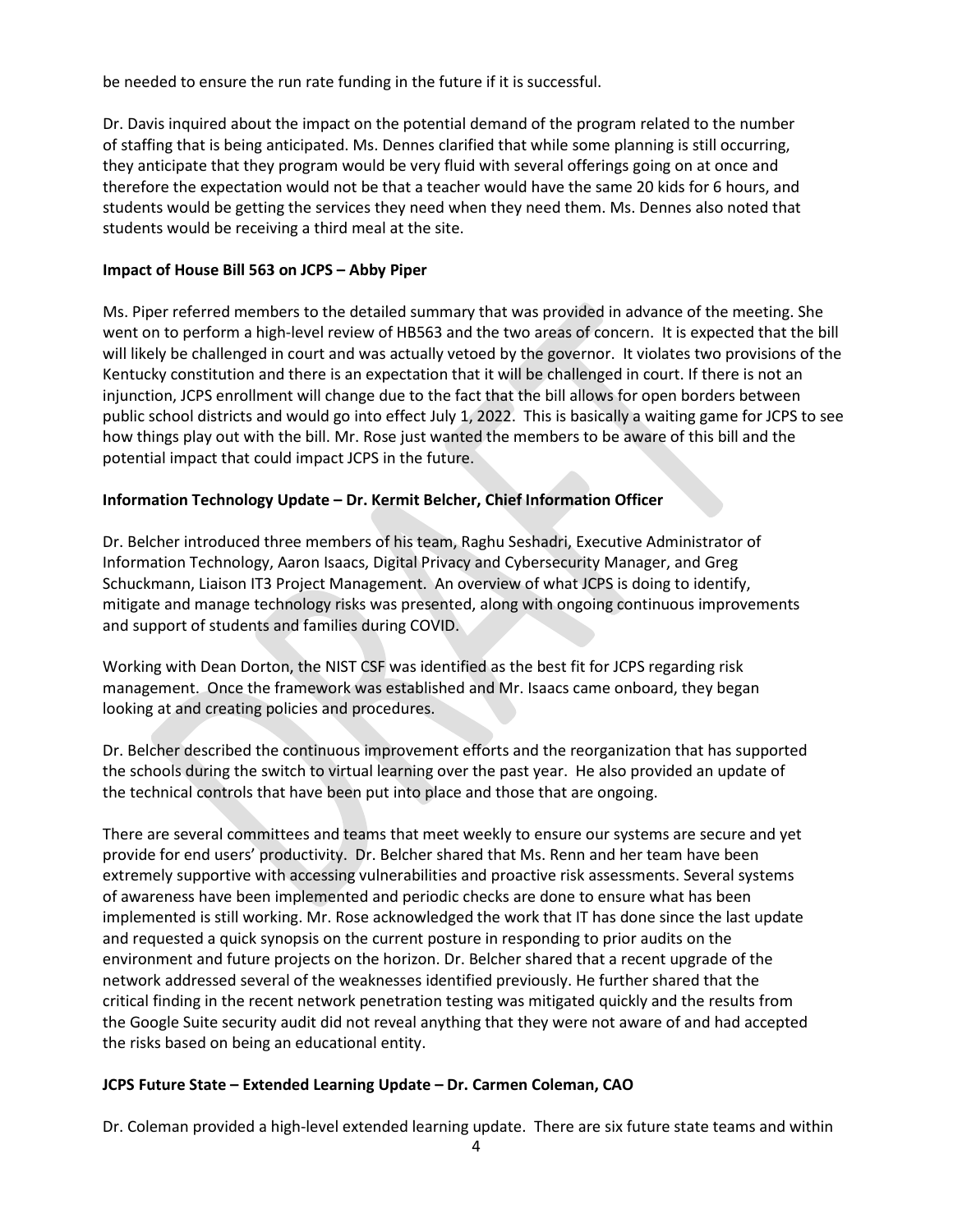be needed to ensure the run rate funding in the future if it is successful.

Dr. Davis inquired about the impact on the potential demand of the program related to the number of staffing that is being anticipated. Ms. Dennes clarified that while some planning is still occurring, they anticipate that they program would be very fluid with several offerings going on at once and therefore the expectation would not be that a teacher would have the same 20 kids for 6 hours, and students would be getting the services they need when they need them. Ms. Dennes also noted that students would be receiving a third meal at the site.

**Impact of House Bill 563 on JCPS – Abby Piper**

Ms. Piper referred members to the detailed summary that was provided in advance of the meeting. She went on to perform a high-level review of HB563 and the two areas of concern. It is expected that the bill will likely be challenged in court and was actually vetoed by the governor. It violates two provisions of the Kentucky constitution and there is an expectation that it will be challenged in court. If there is not an injunction, JCPS enrollment will change due to the fact that the bill allows for open borders between public school districts and would go into effect July 1, 2022. This is basically a waiting game for JCPS to see how things play out with the bill. Mr. Rose just wanted the members to be aware of this bill and the potential impact that could impact JCPS in the future.

**Information Technology Update – Dr. Kermit Belcher, Chief Information Officer**

Dr. Belcher introduced three members of his team, Raghu Seshadri, Executive Administrator of Information Technology, Aaron Isaacs, Digital Privacy and Cybersecurity Manager, and Greg Schuckmann, Liaison IT3 Project Management. An overview of what JCPS is doing to identify, mitigate and manage technology risks was presented, along with ongoing continuous improvements and support of students and families during COVID.

Working with Dean Dorton, the NIST CSF was identified as the best fit for JCPS regarding risk management. Once the framework was established and Mr. Isaacs came onboard, they began looking at and creating policies and procedures.

Dr. Belcher described the continuous improvement efforts and the reorganization that has supported the schools during the switch to virtual learning over the past year. He also provided an update of the technical controls that have been put into place and those that are ongoing.

There are several committees and teams that meet weekly to ensure our systems are secure and yet provide for end users' productivity. Dr. Belcher shared that Ms. Renn and her team have been extremely supportive with accessing vulnerabilities and proactive risk assessments. Several systems of awareness have been implemented and periodic checks are done to ensure what has been implemented is still working. Mr. Rose acknowledged the work that IT has done since the last update and requested a quick synopsis on the current posture in responding to prior audits on the environment and future projects on the horizon. Dr. Belcher shared that a recent upgrade of the network addressed several of the weaknesses identified previously. He further shared that the critical finding in the recent network penetration testing was mitigated quickly and the results from the Google Suite security audit did not reveal anything that they were not aware of and had accepted the risks based on being an educational entity.

**JCPS Future State – Extended Learning Update – Dr. Carmen Coleman, CAO**

Dr. Coleman provided a high-level extended learning update. There are six future state teams and within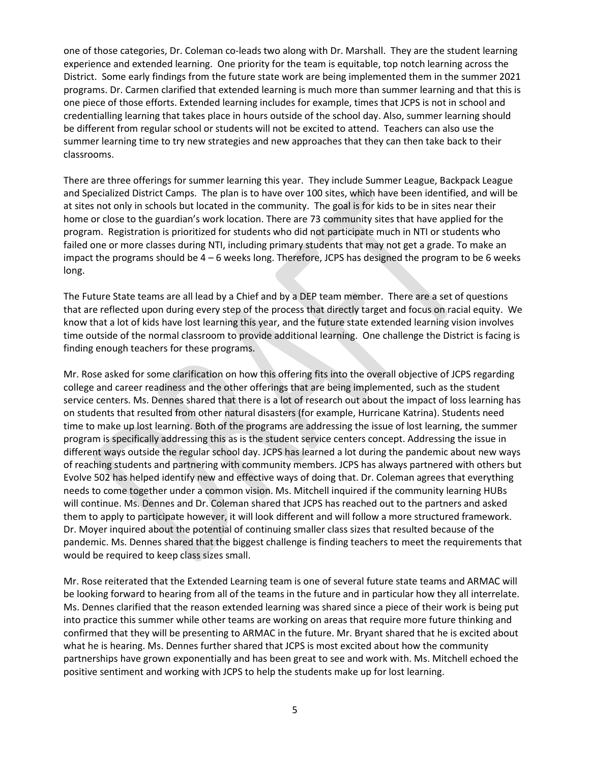one of those categories, Dr. Coleman co-leads two along with Dr. Marshall. They are the student learning experience and extended learning. One priority for the team is equitable, top notch learning across the District. Some early findings from the future state work are being implemented them in the summer 2021 programs. Dr. Carmen clarified that extended learning is much more than summer learning and that this is one piece of those efforts. Extended learning includes for example, times that JCPS is not in school and credentialling learning that takes place in hours outside of the school day. Also, summer learning should be different from regular school or students will not be excited to attend. Teachers can also use the summer learning time to try new strategies and new approaches that they can then take back to their classrooms.

There are three offerings for summer learning this year. They include Summer League, Backpack League and Specialized District Camps. The plan is to have over 100 sites, which have been identified, and will be at sites not only in schools but located in the community. The goal is for kids to be in sites near their home or close to the guardian's work location. There are 73 community sites that have applied for the program. Registration is prioritized for students who did not participate much in NTI or students who failed one or more classes during NTI, including primary students that may not get a grade. To make an impact the programs should be 4 – 6 weeks long. Therefore, JCPS has designed the program to be 6 weeks long.

The Future State teams are all lead by a Chief and by a DEP team member. There are a set of questions that are reflected upon during every step of the process that directly target and focus on racial equity. We know that a lot of kids have lost learning this year, and the future state extended learning vision involves time outside of the normal classroom to provide additional learning. One challenge the District is facing is finding enough teachers for these programs.

Mr. Rose asked for some clarification on how this offering fits into the overall objective of JCPS regarding college and career readiness and the other offerings that are being implemented, such as the student service centers. Ms. Dennes shared that there is a lot of research out about the impact of loss learning has on students that resulted from other natural disasters (for example, Hurricane Katrina). Students need time to make up lost learning. Both of the programs are addressing the issue of lost learning, the summer program is specifically addressing this as is the student service centers concept. Addressing the issue in different ways outside the regular school day. JCPS has learned a lot during the pandemic about new ways of reaching students and partnering with community members. JCPS has always partnered with others but Evolve 502 has helped identify new and effective ways of doing that. Dr. Coleman agrees that everything needs to come together under a common vision. Ms. Mitchell inquired if the community learning HUBs will continue. Ms. Dennes and Dr. Coleman shared that JCPS has reached out to the partners and asked them to apply to participate however, it will look different and will follow a more structured framework. Dr. Moyer inquired about the potential of continuing smaller class sizes that resulted because of the pandemic. Ms. Dennes shared that the biggest challenge is finding teachers to meet the requirements that would be required to keep class sizes small.

Mr. Rose reiterated that the Extended Learning team is one of several future state teams and ARMAC will be looking forward to hearing from all of the teams in the future and in particular how they all interrelate. Ms. Dennes clarified that the reason extended learning was shared since a piece of their work is being put into practice this summer while other teams are working on areas that require more future thinking and confirmed that they will be presenting to ARMAC in the future. Mr. Bryant shared that he is excited about what he is hearing. Ms. Dennes further shared that JCPS is most excited about how the community partnerships have grown exponentially and has been great to see and work with. Ms. Mitchell echoed the positive sentiment and working with JCPS to help the students make up for lost learning.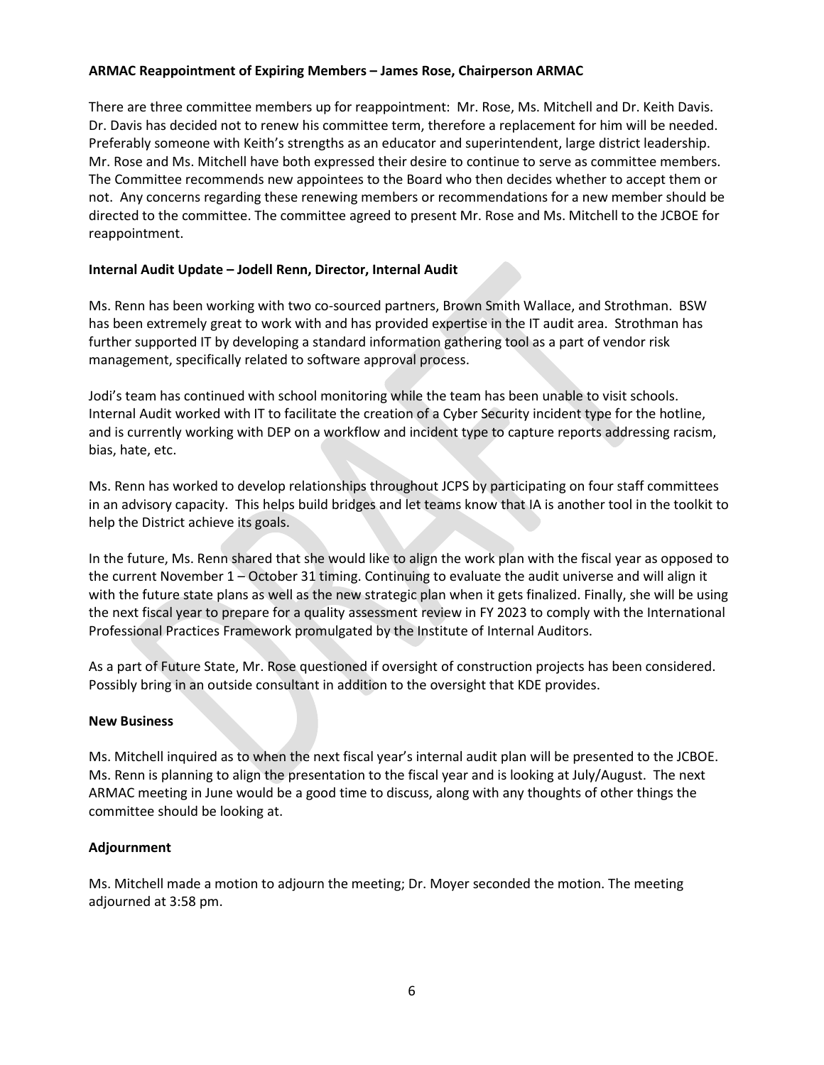**ARMAC Reappointment of Expiring Members – James Rose, Chairperson ARMAC**

There are three committee members up for reappointment: Mr. Rose, Ms. Mitchell and Dr. Keith Davis. Dr. Davis has decided not to renew his committee term, therefore a replacement for him will be needed. Preferably someone with Keith's strengths as an educator and superintendent, large district leadership. Mr. Rose and Ms. Mitchell have both expressed their desire to continue to serve as committee members. The Committee recommends new appointees to the Board who then decides whether to accept them or not. Any concerns regarding these renewing members or recommendations for a new member should be directed to the committee. The committee agreed to present Mr. Rose and Ms. Mitchell to the JCBOE for reappointment.

**Internal Audit Update – Jodell Renn, Director, Internal Audit**

Ms. Renn has been working with two co-sourced partners, Brown Smith Wallace, and Strothman. BSW has been extremely great to work with and has provided expertise in the IT audit area. Strothman has further supported IT by developing a standard information gathering tool as a part of vendor risk management, specifically related to software approval process.

Jodi's team has continued with school monitoring while the team has been unable to visit schools. Internal Audit worked with IT to facilitate the creation of a Cyber Security incident type for the hotline, and is currently working with DEP on a workflow and incident type to capture reports addressing racism, bias, hate, etc.

Ms. Renn has worked to develop relationships throughout JCPS by participating on four staff committees in an advisory capacity. This helps build bridges and let teams know that IA is another tool in the toolkit to help the District achieve its goals.

In the future, Ms. Renn shared that she would like to align the work plan with the fiscal year as opposed to the current November 1 – October 31 timing. Continuing to evaluate the audit universe and will align it with the future state plans as well as the new strategic plan when it gets finalized. Finally, she will be using the next fiscal year to prepare for a quality assessment review in FY 2023 to comply with the International Professional Practices Framework promulgated by the Institute of Internal Auditors.

As a part of Future State, Mr. Rose questioned if oversight of construction projects has been considered. Possibly bring in an outside consultant in addition to the oversight that KDE provides.

**New Business**

Ms. Mitchell inquired as to when the next fiscal year's internal audit plan will be presented to the JCBOE. Ms. Renn is planning to align the presentation to the fiscal year and is looking at July/August. The next ARMAC meeting in June would be a good time to discuss, along with any thoughts of other things the committee should be looking at.

**Adjournment**

Ms. Mitchell made a motion to adjourn the meeting; Dr. Moyer seconded the motion. The meeting adjourned at 3:58 pm.